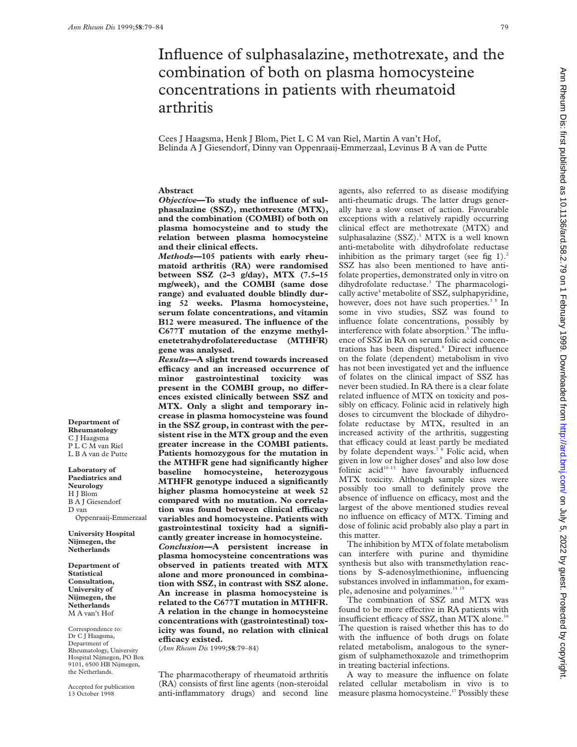# Influence of sulphasalazine, methotrexate, and the combination of both on plasma homocysteine concentrations in patients with rheumatoid arthritis

Cees J Haagsma, Henk J Blom, Piet L C M van Riel, Martin A van't Hof, Belinda A J Giesendorf, Dinny van Oppenraaij-Emmerzaal, Levinus B A van de Putte

## Abstract

***Objective*—To study the influence of sulphasalazine (SSZ), methotrexate (MTX), and the combination (COMBI) of both on plasma homocysteine and to study the relation between plasma homocysteine and their clinical effects.**

***Methods*—105 patients with early rheumatoid arthritis (RA) were randomised between SSZ (2–3 g/day), MTX (7.5–15 mg/week), and the COMBI (same dose range) and evaluated double blindly during 52 weeks. Plasma homocysteine, serum folate concentrations, and vitamin B12 were measured. The influence of the C677T mutation of the enzyme methylenetetrahydrofolatereductase (MTHFR) gene was analysed.**

***Results*—A slight trend towards increased efficacy and an increased occurrence of minor gastrointestinal toxicity was present in the COMBI group, no differences existed clinically between SSZ and MTX. Only a slight and temporary increase in plasma homocysteine was found in the SSZ group, in contrast with the persistent rise in the MTX group and the even greater increase in the COMBI patients. Patients homozygous for the mutation in the MTHFR gene had significantly higher baseline homocysteine, heterozygous MTHFR genotype induced a significantly higher plasma homocysteine at week 52 compared with no mutation. No correlation was found between clinical efficacy variables and homocysteine. Patients with gastrointestinal toxicity had a significantly greater increase in homocysteine.**

***Conclusion*—A persistent increase in plasma homocysteine concentrations was observed in patients treated with MTX alone and more pronounced in combination with SSZ, in contrast with SSZ alone. An increase in plasma homocysteine is related to the C677T mutation in MTHFR. A relation in the change in homocysteine concentrations with (gastrointestinal) toxicity was found, no relation with clinical efficacy existed.**

(*Ann Rheum Dis* 1999;**58**:79–84)

**Department of Rheumatology**
C J Haagsma
P L C M van Riel
L B A van de Putte

**Laboratory of Paediatrics and Neurology**
H J Blom
B A J Giesendorf
D van Oppenraaij-Emmerzaal

**University Hospital Nijmegen, the Netherlands**

**Department of Statistical Consultation, University of Nijmegen, the Netherlands**
M A van't Hof

Correspondence to: Dr C J Haagsma, Department of Rheumatology, University Hospital Nijmegen, PO Box 9101, 6500 HB Nijmegen, the Netherlands.

Accepted for publication 13 October 1998

The pharmacotherapy of rheumatoid arthritis (RA) consists of first line agents (non-steroidal anti-inflammatory drugs) and second line agents, also referred to as disease modifying anti-rheumatic drugs. The latter drugs generally have a slow onset of action. Favourable exceptions with a relatively rapidly occurring clinical effect are methotrexate (MTX) and sulphasalazine (SSZ).[1] MTX is a well known anti-metabolite with dihydrofolate reductase inhibition as the primary target (see fig 1).[2] SSZ has also been mentioned to have antifolate properties, demonstrated only in vitro on dihydrofolate reductase.[3] The pharmacologically active[4] metabolite of SSZ, sulphapyridine, however, does not have such properties.[3 5] In some in vivo studies, SSZ was found to influence folate concentrations, possibly by interference with folate absorption.[5] The influence of SSZ in RA on serum folic acid concentrations has been disputed.[6] Direct influence on the folate (dependent) metabolism in vivo has not been investigated yet and the influence of folates on the clinical impact of SSZ has never been studied. In RA there is a clear folate related influence of MTX on toxicity and possibly on efficacy. Folinic acid in relatively high doses to circumvent the blockade of dihydrofolate reductase by MTX, resulted in an increased activity of the arthritis, suggesting that efficacy could at least partly be mediated by folate dependent ways.[7 8] Folic acid, when given in low or higher doses[9] and also low dose folinic acid[10–13] have favourably influenced MTX toxicity. Although sample sizes were possibly too small to definitely prove the absence of influence on efficacy, most and the largest of the above mentioned studies reveal no influence on efficacy of MTX. Timing and dose of folinic acid probably also play a part in this matter.

The inhibition by MTX of folate metabolism can interfere with purine and thymidine synthesis but also with transmethylation reactions by S-adenosylmethionine, influencing substances involved in inflammation, for example, adenosine and polyamines.[14 15]

The combination of SSZ and MTX was found to be more effective in RA patients with insufficient efficacy of SSZ, than MTX alone.[16] The question is raised whether this has to do with the influence of both drugs on folate related metabolism, analogous to the synergism of sulphamethoxazole and trimethoprim in treating bacterial infections.

A way to measure the influence on folate related cellular metabolism in vivo is to measure plasma homocysteine.[17] Possibly these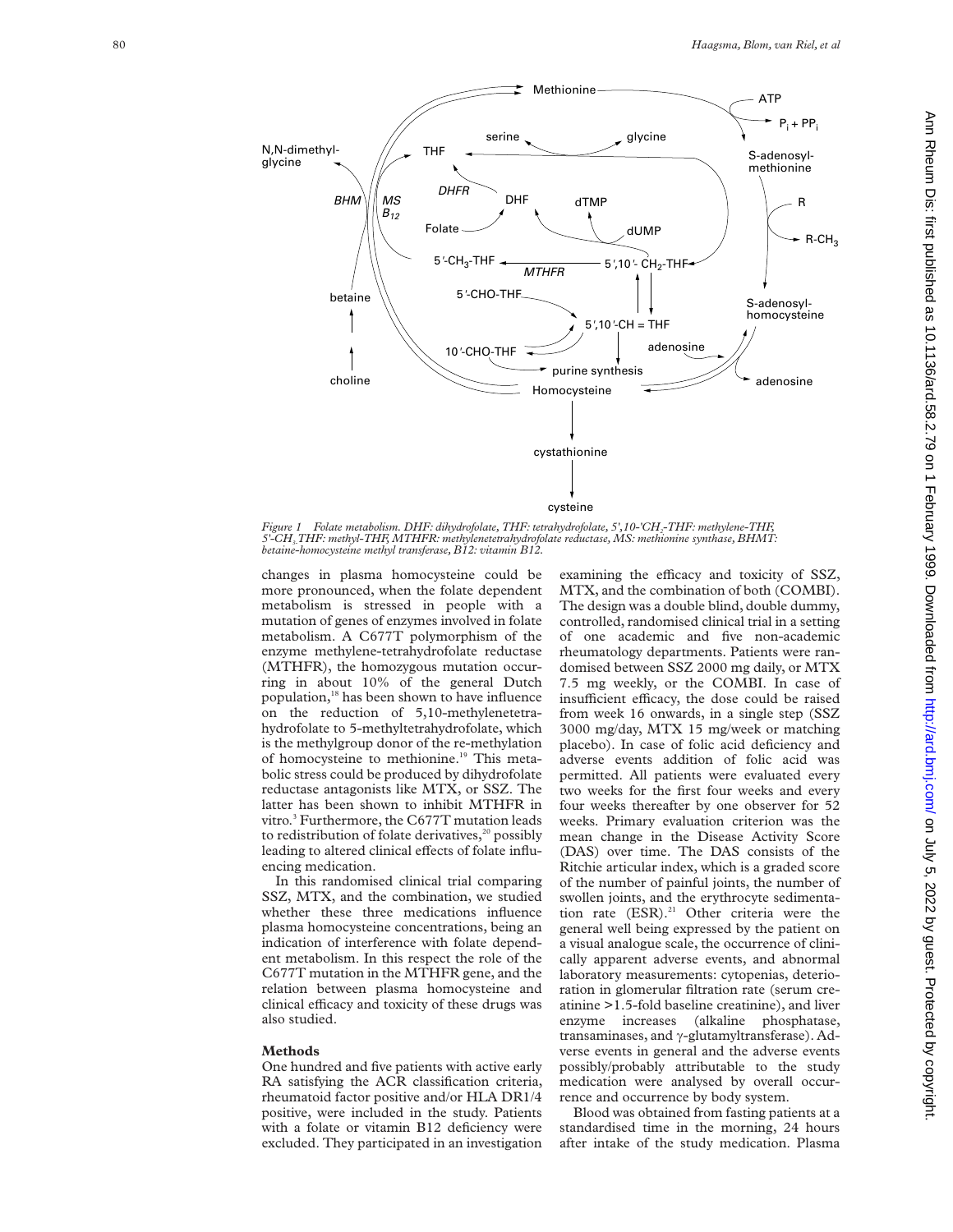Figure 1 Folate metabolism. DHF: dihydrofolate, THF: tetrahydrofolate, 5',10-'$CH_2$-THF: methylene-THF, 5'-$CH_3$THF: methyl-THF, MTHFR: methylenetetrahydrofolate reductase, MS: methionine synthase, BHMT: betaine-homocysteine methyl transferase, B12: vitamin B12.

changes in plasma homocysteine could be more pronounced, when the folate dependent metabolism is stressed in people with a mutation of genes of enzymes involved in folate metabolism. A C677T polymorphism of the enzyme methylene-tetrahydrofolate reductase (MTHFR), the homozygous mutation occurring in about 10% of the general Dutch population,[18] has been shown to have influence on the reduction of 5,10-methylenetetrahydrofolate to 5-methyltetrahydrofolate, which is the methylgroup donor of the re-methylation of homocysteine to methionine.[19] This metabolic stress could be produced by dihydrofolate reductase antagonists like MTX, or SSZ. The latter has been shown to inhibit MTHFR in vitro.[3] Furthermore, the C677T mutation leads to redistribution of folate derivatives,[20] possibly leading to altered clinical effects of folate influencing medication.

In this randomised clinical trial comparing SSZ, MTX, and the combination, we studied whether these three medications influence plasma homocysteine concentrations, being an indication of interference with folate dependent metabolism. In this respect the role of the C677T mutation in the MTHFR gene, and the relation between plasma homocysteine and clinical efficacy and toxicity of these drugs was also studied.

## Methods

One hundred and five patients with active early RA satisfying the ACR classification criteria, rheumatoid factor positive and/or HLA DR1/4 positive, were included in the study. Patients with a folate or vitamin B12 deficiency were excluded. They participated in an investigation examining the efficacy and toxicity of SSZ, MTX, and the combination of both (COMBI). The design was a double blind, double dummy, controlled, randomised clinical trial in a setting of one academic and five non-academic rheumatology departments. Patients were randomised between SSZ 2000 mg daily, or MTX 7.5 mg weekly, or the COMBI. In case of insufficient efficacy, the dose could be raised from week 16 onwards, in a single step (SSZ 3000 mg/day, MTX 15 mg/week or matching placebo). In case of folic acid deficiency and adverse events addition of folic acid was permitted. All patients were evaluated every two weeks for the first four weeks and every four weeks thereafter by one observer for 52 weeks. Primary evaluation criterion was the mean change in the Disease Activity Score (DAS) over time. The DAS consists of the Ritchie articular index, which is a graded score of the number of painful joints, the number of swollen joints, and the erythrocyte sedimentation rate (ESR).[21] Other criteria were the general well being expressed by the patient on a visual analogue scale, the occurrence of clinically apparent adverse events, and abnormal laboratory measurements: cytopenias, deterioration in glomerular filtration rate (serum creatinine >1.5-fold baseline creatinine), and liver enzyme increases (alkaline phosphatase, transaminases, and γ-glutamyltransferase). Adverse events in general and the adverse events possibly/probably attributable to the study medication were analysed by overall occurrence and occurrence by body system.

Blood was obtained from fasting patients at a standardised time in the morning, 24 hours after intake of the study medication. Plasma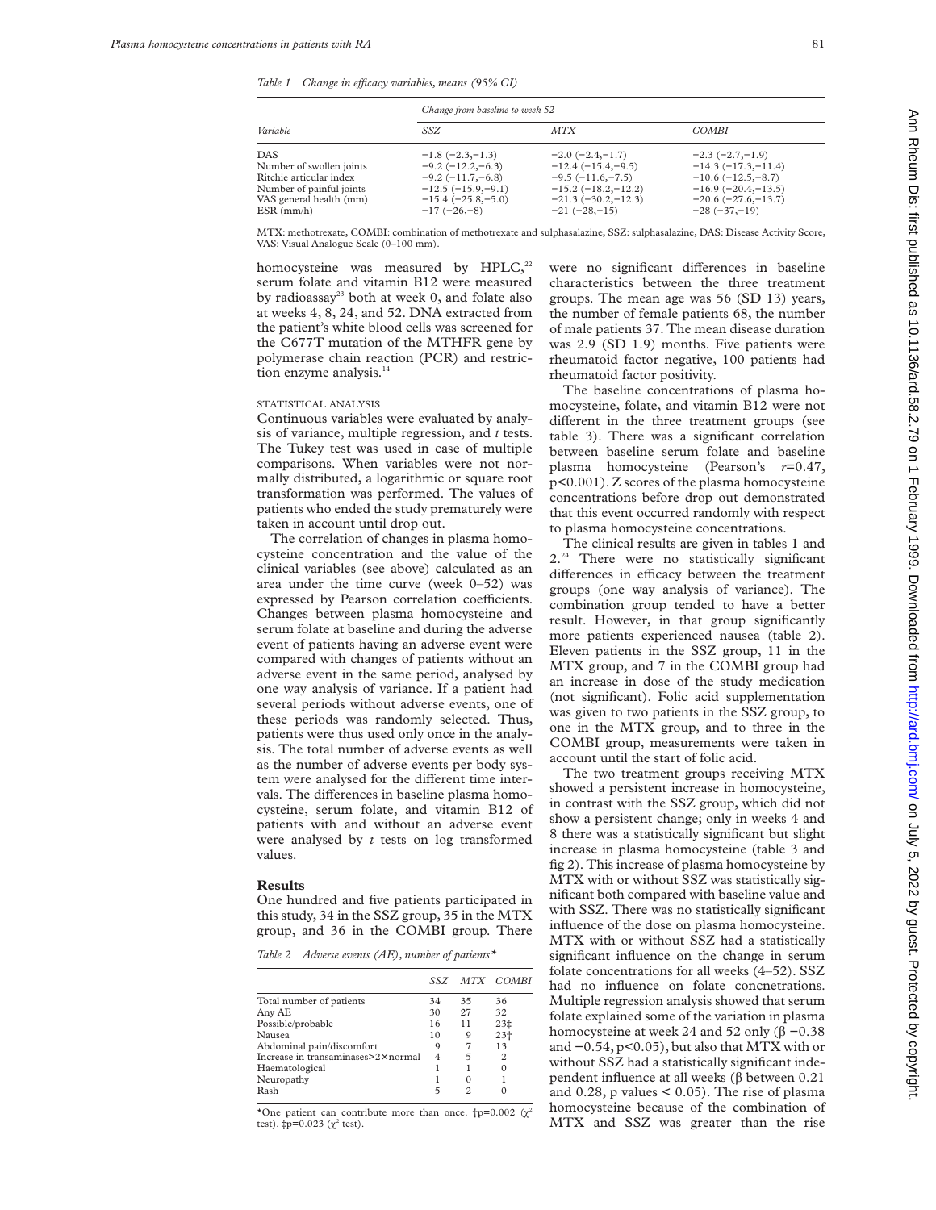*Table 1 Change in efficacy variables, means (95% CI)*

| Variable | Change from baseline to week 52 | | |
|---|---|---|---|
| | *SSZ* | *MTX* | *COMBI* |
| DAS | −1.8 (−2.3,−1.3) | −2.0 (−2.4,−1.7) | −2.3 (−2.7,−1.9) |
| Number of swollen joints | −9.2 (−12.2,−6.3) | −12.4 (−15.4,−9.5) | −14.3 (−17.3,−11.4) |
| Ritchie articular index | −9.2 (−11.7,−6.8) | −9.5 (−11.6,−7.5) | −10.6 (−12.5,−8.7) |
| Number of painful joints | −12.5 (−15.9,−9.1) | −15.2 (−18.2,−12.2) | −16.9 (−20.4,−13.5) |
| VAS general health (mm) | −15.4 (−25.8,−5.0) | −21.3 (−30.2,−12.3) | −20.6 (−27.6,−13.7) |
| ESR (mm/h) | −17 (−26,−8) | −21 (−28,−15) | −28 (−37,−19) |

MTX: methotrexate, COMBI: combination of methotrexate and sulphasalazine, SSZ: sulphasalazine, DAS: Disease Activity Score, VAS: Visual Analogue Scale (0–100 mm).

homocysteine was measured by HPLC,[22] serum folate and vitamin B12 were measured by radioassay[23] both at week 0, and folate also at weeks 4, 8, 24, and 52. DNA extracted from the patient's white blood cells was screened for the C677T mutation of the MTHFR gene by polymerase chain reaction (PCR) and restriction enzyme analysis.[14]

STATISTICAL ANALYSIS

Continuous variables were evaluated by analysis of variance, multiple regression, and *t* tests. The Tukey test was used in case of multiple comparisons. When variables were not normally distributed, a logarithmic or square root transformation was performed. The values of patients who ended the study prematurely were taken in account until drop out.

The correlation of changes in plasma homocysteine concentration and the value of the clinical variables (see above) calculated as an area under the time curve (week 0–52) was expressed by Pearson correlation coefficients. Changes between plasma homocysteine and serum folate at baseline and during the adverse event of patients having an adverse event were compared with changes of patients without an adverse event in the same period, analysed by one way analysis of variance. If a patient had several periods without adverse events, one of these periods was randomly selected. Thus, patients were thus used only once in the analysis. The total number of adverse events as well as the number of adverse events per body system were analysed for the different time intervals. The differences in baseline plasma homocysteine, serum folate, and vitamin B12 of patients with and without an adverse event were analysed by *t* tests on log transformed values.

## Results

One hundred and five patients participated in this study, 34 in the SSZ group, 35 in the MTX group, and 36 in the COMBI group. There were no significant differences in baseline characteristics between the three treatment groups. The mean age was 56 (SD 13) years, the number of female patients 68, the number of male patients 37. The mean disease duration was 2.9 (SD 1.9) months. Five patients were rheumatoid factor negative, 100 patients had rheumatoid factor positivity.

The baseline concentrations of plasma homocysteine, folate, and vitamin B12 were not different in the three treatment groups (see table 3). There was a significant correlation between baseline serum folate and baseline plasma homocysteine (Pearson's $r$=0.47, $p<0.001$). Z scores of the plasma homocysteine concentrations before drop out demonstrated that this event occurred randomly with respect to plasma homocysteine concentrations.

The clinical results are given in tables 1 and 2.[24] There were no statistically significant differences in efficacy between the treatment groups (one way analysis of variance). The combination group tended to have a better result. However, in that group significantly more patients experienced nausea (table 2). Eleven patients in the SSZ group, 11 in the MTX group, and 7 in the COMBI group had an increase in dose of the study medication (not significant). Folic acid supplementation was given to two patients in the SSZ group, to one in the MTX group, and to three in the COMBI group, measurements were taken in account until the start of folic acid.

The two treatment groups receiving MTX showed a persistent increase in homocysteine, in contrast with the SSZ group, which did not show a persistent change; only in weeks 4 and 8 there was a statistically significant but slight increase in plasma homocysteine (table 3 and fig 2). This increase of plasma homocysteine by MTX with or without SSZ was statistically significant both compared with baseline value and with SSZ. There was no statistically significant influence of the dose on plasma homocysteine. MTX with or without SSZ had a statistically significant influence on the change in serum folate concentrations for all weeks (4–52). SSZ had no influence on folate concnetrations. Multiple regression analysis showed that serum folate explained some of the variation in plasma homocysteine at week 24 and 52 only (β −0.38 and −0.54, $p<0.05$), but also that MTX with or without SSZ had a statistically significant independent influence at all weeks (β between 0.21 and 0.28, p values < 0.05). The rise of plasma homocysteine because of the combination of MTX and SSZ was greater than the rise

*Table 2 Adverse events (AE), number of patients**

| | SSZ | MTX | COMBI |
|---|---|---|---|
| Total number of patients | 34 | 35 | 36 |
| Any AE | 30 | 27 | 32 |
| Possible/probable | 16 | 11 | 23‡ |
| Nausea | 10 | 9 | 23† |
| Abdominal pain/discomfort | 9 | 7 | 13 |
| Increase in transaminases>2×normal | 4 | 5 | 2 |
| Haematological | 1 | 1 | 0 |
| Neuropathy | 1 | 0 | 1 |
| Rash | 5 | 2 | 0 |

*One patient can contribute more than once. †p=0.002 ($\chi^2$ test). ‡p=0.023 ($\chi^2$ test).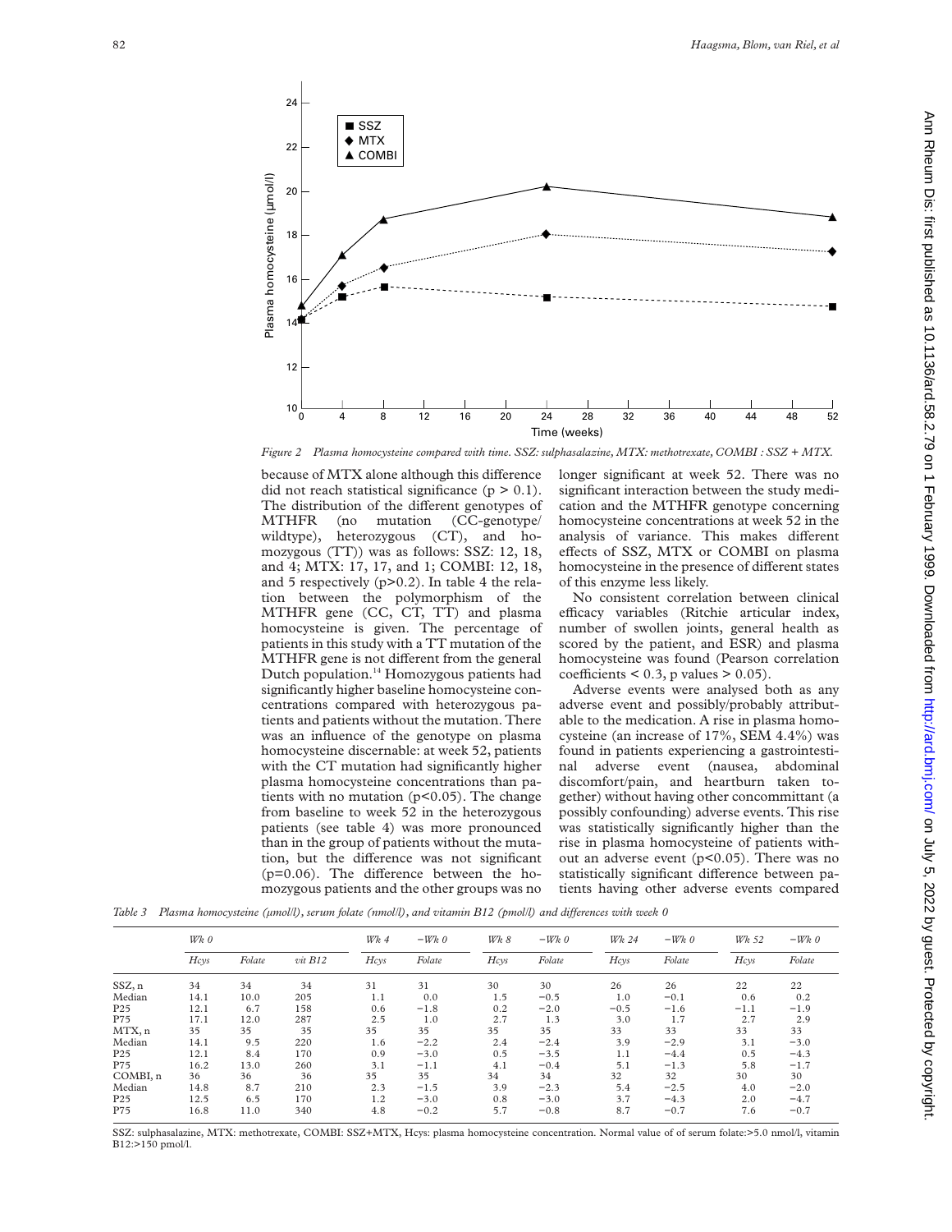Figure 2 Plasma homocysteine compared with time. SSZ: sulphasalazine, MTX: methotrexate, COMBI : SSZ + MTX.

because of MTX alone although this difference did not reach statistical significance ($p > 0.1$). The distribution of the different genotypes of MTHFR (no mutation (CC-genotype/ wildtype), heterozygous (CT), and homozygous (TT)) was as follows: SSZ: 12, 18, and 4; MTX: 17, 17, and 1; COMBI: 12, 18, and 5 respectively ($p>0.2$). In table 4 the relation between the polymorphism of the MTHFR gene (CC, CT, TT) and plasma homocysteine is given. The percentage of patients in this study with a TT mutation of the MTHFR gene is not different from the general Dutch population.[14] Homozygous patients had significantly higher baseline homocysteine concentrations compared with heterozygous patients and patients without the mutation. There was an influence of the genotype on plasma homocysteine discernable: at week 52, patients with the CT mutation had significantly higher plasma homocysteine concentrations than patients with no mutation ($p<0.05$). The change from baseline to week 52 in the heterozygous patients (see table 4) was more pronounced than in the group of patients without the mutation, but the difference was not significant ($p=0.06$). The difference between the homozygous patients and the other groups was no longer significant at week 52. There was no significant interaction between the study medication and the MTHFR genotype concerning homocysteine concentrations at week 52 in the analysis of variance. This makes different effects of SSZ, MTX or COMBI on plasma homocysteine in the presence of different states of this enzyme less likely.

No consistent correlation between clinical efficacy variables (Ritchie articular index, number of swollen joints, general health as scored by the patient, and ESR) and plasma homocysteine was found (Pearson correlation coefficients $< 0.3$, p values $> 0.05$).

Adverse events were analysed both as any adverse event and possibly/probably attributable to the medication. A rise in plasma homocysteine (an increase of 17%, SEM 4.4%) was found in patients experiencing a gastrointestinal adverse event (nausea, abdominal discomfort/pain, and heartburn taken together) without having other concommittant (a possibly confounding) adverse events. This rise was statistically significantly higher than the rise in plasma homocysteine of patients without an adverse event ($p<0.05$). There was no statistically significant difference between patients having other adverse events compared

*Table 3 Plasma homocysteine (μmol/l), serum folate (nmol/l), and vitamin B12 (pmol/l) and differences with week 0*

| | Wk 0 | | | Wk 4 | −Wk 0 | Wk 8 | −Wk 0 | Wk 24 | −Wk 0 | Wk 52 | −Wk 0 |
|---|---|---|---|---|---|---|---|---|---|---|---|
| | Hcys | Folate | vit B12 | Hcys | Folate | Hcys | Folate | Hcys | Folate | Hcys | Folate |
| SSZ, n | 34 | 34 | 34 | 31 | 31 | 30 | 30 | 26 | 26 | 22 | 22 |
| Median | 14.1 | 10.0 | 205 | 1.1 | 0.0 | 1.5 | −0.5 | 1.0 | −0.1 | 0.6 | 0.2 |
| P25 | 12.1 | 6.7 | 158 | 0.6 | −1.8 | 0.2 | −2.0 | −0.5 | −1.6 | −1.1 | −1.9 |
| P75 | 17.1 | 12.0 | 287 | 2.5 | 1.0 | 2.7 | 1.3 | 3.0 | 1.7 | 2.7 | 2.9 |
| MTX, n | 35 | 35 | 35 | 35 | 35 | 35 | 35 | 33 | 33 | 33 | 33 |
| Median | 14.1 | 9.5 | 220 | 1.6 | −2.2 | 2.4 | −2.4 | 3.9 | −2.9 | 3.1 | −3.0 |
| P25 | 12.1 | 8.4 | 170 | 0.9 | −3.0 | 0.5 | −3.5 | 1.1 | −4.4 | 0.5 | −4.3 |
| P75 | 16.2 | 13.0 | 260 | 3.1 | −1.1 | 4.1 | −0.4 | 5.1 | −1.3 | 5.8 | −1.7 |
| COMBI, n | 36 | 36 | 36 | 35 | 35 | 34 | 34 | 32 | 32 | 30 | 30 |
| Median | 14.8 | 8.7 | 210 | 2.3 | −1.5 | 3.9 | −2.3 | 5.4 | −2.5 | 4.0 | −2.0 |
| P25 | 12.5 | 6.5 | 170 | 1.2 | −3.0 | 0.8 | −3.0 | 3.7 | −4.3 | 2.0 | −4.7 |
| P75 | 16.8 | 11.0 | 340 | 4.8 | −0.2 | 5.7 | −0.8 | 8.7 | −0.7 | 7.6 | −0.7 |

SSZ: sulphasalazine, MTX: methotrexate, COMBI: SSZ+MTX, Hcys: plasma homocysteine concentration. Normal value of of serum folate:>5.0 nmol/l, vitamin B12:>150 pmol/l.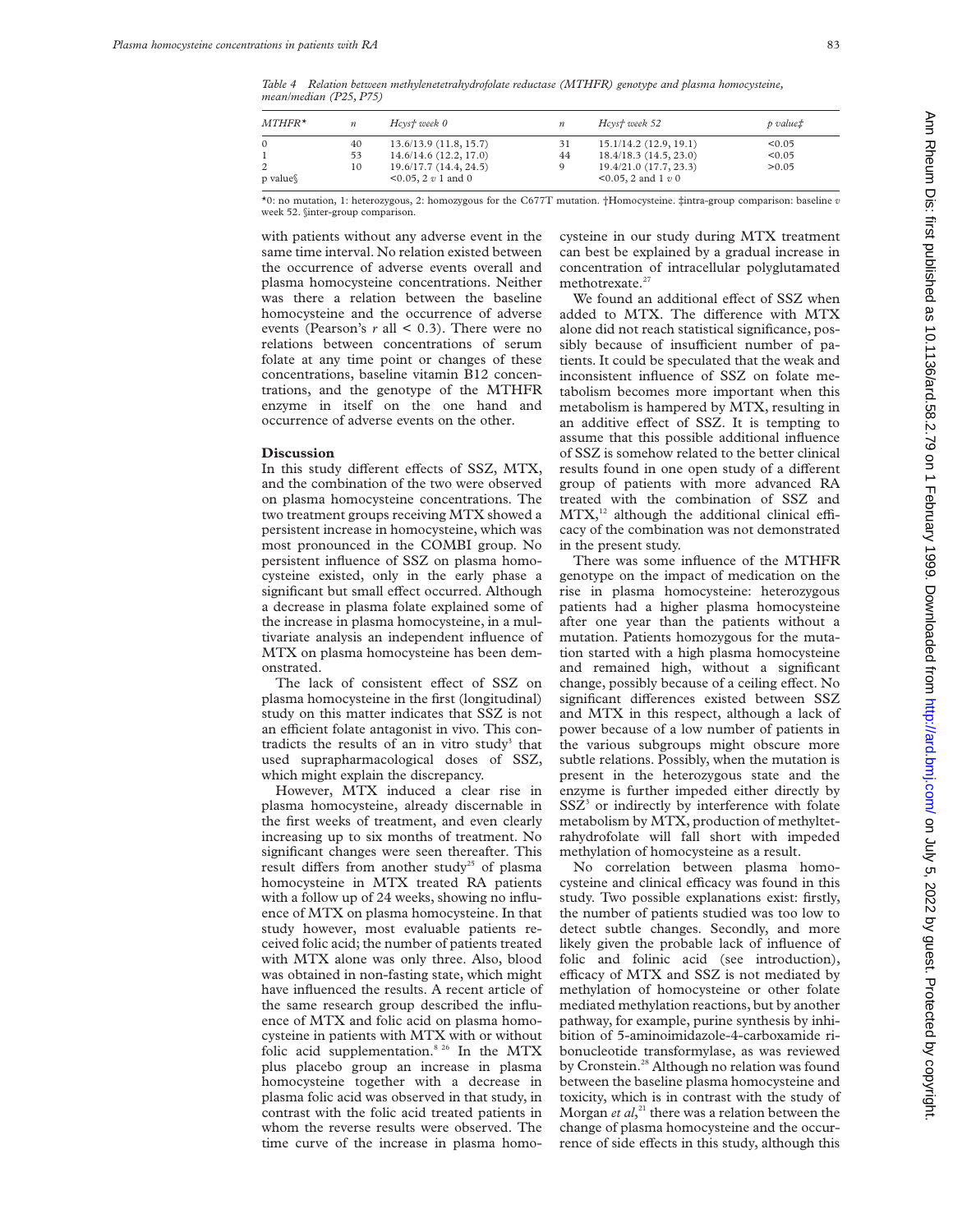*Table 4 Relation between methylenetetrahydrofolate reductase (MTHFR) genotype and plasma homocysteine, mean/median (P25, P75)*

| MTHFR* | n | Hcys† week 0 | n | Hcys† week 52 | p value‡ |
|---|---|---|---|---|---|
| 0 | 40 | 13.6/13.9 (11.8, 15.7) | 31 | 15.1/14.2 (12.9, 19.1) | <0.05 |
| 1 | 53 | 14.6/14.6 (12.2, 17.0) | 44 | 18.4/18.3 (14.5, 23.0) | <0.05 |
| 2 | 10 | 19.6/17.7 (14.4, 24.5) | 9 | 19.4/21.0 (17.7, 23.3) | >0.05 |
| p value§ | | <0.05, 2 *v* 1 and 0 | | <0.05, 2 and 1 *v* 0 | |

*0: no mutation, 1: heterozygous, 2: homozygous for the C677T mutation. †Homocysteine. ‡intra-group comparison: baseline *v* week 52. §inter-group comparison.

with patients without any adverse event in the same time interval. No relation existed between the occurrence of adverse events overall and plasma homocysteine concentrations. Neither was there a relation between the baseline homocysteine and the occurrence of adverse events (Pearson's $r$ all $< 0.3$). There were no relations between concentrations of serum folate at any time point or changes of these concentrations, baseline vitamin B12 concentrations, and the genotype of the MTHFR enzyme in itself on the one hand and occurrence of adverse events on the other.

## Discussion

In this study different effects of SSZ, MTX, and the combination of the two were observed on plasma homocysteine concentrations. The two treatment groups receiving MTX showed a persistent increase in homocysteine, which was most pronounced in the COMBI group. No persistent influence of SSZ on plasma homocysteine existed, only in the early phase a significant but small effect occurred. Although a decrease in plasma folate explained some of the increase in plasma homocysteine, in a multivariate analysis an independent influence of MTX on plasma homocysteine has been demonstrated.

The lack of consistent effect of SSZ on plasma homocysteine in the first (longitudinal) study on this matter indicates that SSZ is not an efficient folate antagonist in vivo. This contradicts the results of an in vitro study[3] that used suprapharmacological doses of SSZ, which might explain the discrepancy.

However, MTX induced a clear rise in plasma homocysteine, already discernable in the first weeks of treatment, and even clearly increasing up to six months of treatment. No significant changes were seen thereafter. This result differs from another study[25] of plasma homocysteine in MTX treated RA patients with a follow up of 24 weeks, showing no influence of MTX on plasma homocysteine. In that study however, most evaluable patients received folic acid; the number of patients treated with MTX alone was only three. Also, blood was obtained in non-fasting state, which might have influenced the results. A recent article of the same research group described the influence of MTX and folic acid on plasma homocysteine in patients with MTX with or without folic acid supplementation.[8 26] In the MTX plus placebo group an increase in plasma homocysteine together with a decrease in plasma folic acid was observed in that study, in contrast with the folic acid treated patients in whom the reverse results were observed. The time curve of the increase in plasma homocysteine in our study during MTX treatment can best be explained by a gradual increase in concentration of intracellular polyglutamated methotrexate.[27]

We found an additional effect of SSZ when added to MTX. The difference with MTX alone did not reach statistical significance, possibly because of insufficient number of patients. It could be speculated that the weak and inconsistent influence of SSZ on folate metabolism becomes more important when this metabolism is hampered by MTX, resulting in an additive effect of SSZ. It is tempting to assume that this possible additional influence of SSZ is somehow related to the better clinical results found in one open study of a different group of patients with more advanced RA treated with the combination of SSZ and MTX,[12] although the additional clinical efficacy of the combination was not demonstrated in the present study.

There was some influence of the MTHFR genotype on the impact of medication on the rise in plasma homocysteine: heterozygous patients had a higher plasma homocysteine after one year than the patients without a mutation. Patients homozygous for the mutation started with a high plasma homocysteine and remained high, without a significant change, possibly because of a ceiling effect. No significant differences existed between SSZ and MTX in this respect, although a lack of power because of a low number of patients in the various subgroups might obscure more subtle relations. Possibly, when the mutation is present in the heterozygous state and the enzyme is further impeded either directly by SSZ[3] or indirectly by interference with folate metabolism by MTX, production of methyltetrahydrofolate will fall short with impeded methylation of homocysteine as a result.

No correlation between plasma homocysteine and clinical efficacy was found in this study. Two possible explanations exist: firstly, the number of patients studied was too low to detect subtle changes. Secondly, and more likely given the probable lack of influence of folic and folinic acid (see introduction), efficacy of MTX and SSZ is not mediated by methylation of homocysteine or other folate mediated methylation reactions, but by another pathway, for example, purine synthesis by inhibition of 5-aminoimidazole-4-carboxamide ribonucleotide transformylase, as was reviewed by Cronstein.[28] Although no relation was found between the baseline plasma homocysteine and toxicity, which is in contrast with the study of Morgan *et al*,[21] there was a relation between the change of plasma homocysteine and the occurrence of side effects in this study, although this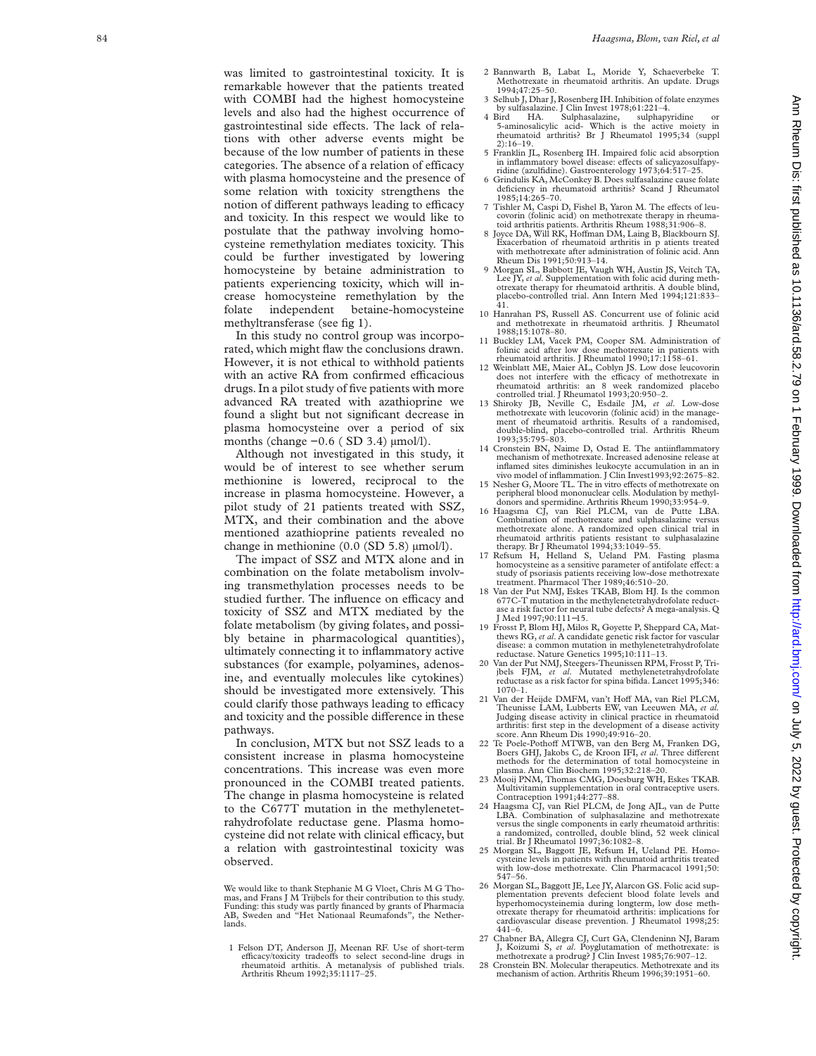was limited to gastrointestinal toxicity. It is remarkable however that the patients treated with COMBI had the highest homocysteine levels and also had the highest occurrence of gastrointestinal side effects. The lack of relations with other adverse events might be because of the low number of patients in these categories. The absence of a relation of efficacy with plasma homocysteine and the presence of some relation with toxicity strengthens the notion of different pathways leading to efficacy and toxicity. In this respect we would like to postulate that the pathway involving homocysteine remethylation mediates toxicity. This could be further investigated by lowering homocysteine by betaine administration to patients experiencing toxicity, which will increase homocysteine remethylation by the folate independent betaine-homocysteine methyltransferase (see fig 1).

In this study no control group was incorporated, which might flaw the conclusions drawn. However, it is not ethical to withhold patients with an active RA from confirmed efficacious drugs. In a pilot study of five patients with more advanced RA treated with azathioprine we found a slight but not significant decrease in plasma homocysteine over a period of six months (change −0.6 ( SD 3.4) µmol/l).

Although not investigated in this study, it would be of interest to see whether serum methionine is lowered, reciprocal to the increase in plasma homocysteine. However, a pilot study of 21 patients treated with SSZ, MTX, and their combination and the above mentioned azathioprine patients revealed no change in methionine (0.0 (SD 5.8) µmol/l).

The impact of SSZ and MTX alone and in combination on the folate metabolism involving transmethylation processes needs to be studied further. The influence on efficacy and toxicity of SSZ and MTX mediated by the folate metabolism (by giving folates, and possibly betaine in pharmacological quantities), ultimately connecting it to inflammatory active substances (for example, polyamines, adenosine, and eventually molecules like cytokines) should be investigated more extensively. This could clarify those pathways leading to efficacy and toxicity and the possible difference in these pathways.

In conclusion, MTX but not SSZ leads to a consistent increase in plasma homocysteine concentrations. This increase was even more pronounced in the COMBI treated patients. The change in plasma homocysteine is related to the C677T mutation in the methylenetetrahydrofolate reductase gene. Plasma homocysteine did not relate with clinical efficacy, but a relation with gastrointestinal toxicity was observed.

We would like to thank Stephanie M G Vloet, Chris M G Thomas, and Frans J M Trijbels for their contribution to this study. Funding: this study was partly financed by grants of Pharmacia AB, Sweden and "Het Nationaal Reumafonds", the Netherlands.

1 Felson DT, Anderson JJ, Meenan RF. Use of short-term efficacy/toxicity tradeoffs to select second-line drugs in rheumatoid arthitis. A metanalysis of published trials. Arthritis Rheum 1992;35:1117–25.
2 Bannwarth B, Labat L, Moride Y, Schaeverbeke T. Methotrexate in rheumatoid arthritis. An update. Drugs 1994;47:25–50.
3 Selhub J, Dhar J, Rosenberg IH. Inhibition of folate enzymes by sulfasalazine. J Clin Invest 1978;61:221–4.
4 Bird HA. Sulphasalazine, sulphapyridine or 5-aminosalicylic acid- Which is the active moiety in rheumatoid arthritis? Br J Rheumatol 1995;34 (suppl 2):16–19.
5 Franklin JL, Rosenberg IH. Impaired folic acid absorption in inflammatory bowel disease: effects of salicyazosulfapyridine (azulfidine). Gastroenterology 1973;64:517–25.
6 Grindulis KA, McConkey B. Does sulfasalazine cause folate deficiency in rheumatoid arthritis? Scand J Rheumatol 1985;14:265–70.
7 Tishler M, Caspi D, Fishel B, Yaron M. The effects of leucovorin (folinic acid) on methotrexate therapy in rheumatoid arthritis patients. Arthritis Rheum 1988;31:906–8.
8 Joyce DA, Will RK, Hoffman DM, Laing B, Blackbourn SJ. Exacerbation of rheumatoid arthritis in p atients treated with methotrexate after administration of folinic acid. Ann Rheum Dis 1991;50:913–14.
9 Morgan SL, Babbott JE, Vaugh WH, Austin JS, Veitch TA, Lee JY, *et al*. Supplementation with folic acid during methotrexate therapy for rheumatoid arthritis. A double blind, placebo-controlled trial. Ann Intern Med 1994;121:833–41.
10 Hanrahan PS, Russell AS. Concurrent use of folinic acid and methotrexate in rheumatoid arthritis. J Rheumatol 1988;15:1078–80.
11 Buckley LM, Vacek PM, Cooper SM. Administration of folinic acid after low dose methotrexate in patients with rheumatoid arthritis. J Rheumatol 1990;17:1158–61.
12 Weinblatt ME, Maier AL, Coblyn JS. Low dose leucovorin does not interfere with the efficacy of methotrexate in rheumatoid arthritis: an 8 week randomized placebo controlled trial. J Rheumatol 1993;20:950–2.
13 Shiroky JB, Neville C, Esdaile JM, *et al*. Low-dose methotrexate with leucovorin (folinic acid) in the management of rheumatoid arthritis. Results of a randomised, double-blind, placebo-controlled trial. Arthritis Rheum 1993;35:795–803.
14 Cronstein BN, Naime D, Ostad E. The antiinflammatory mechanism of methotrexate. Increased adenosine release at inflamed sites diminishes leukocyte accumulation in an in vivo model of inflammation. J Clin Invest1993;92:2675–82.
15 Nesher G, Moore TL. The in vitro effects of methotrexate on peripheral blood mononuclear cells. Modulation by methyldonors and spermidine. Arthritis Rheum 1990;33:954–9.
16 Haagsma CJ, van Riel PLCM, van de Putte LBA. Combination of methotrexate and sulphasalazine versus methotrexate alone. A randomized open clinical trial in rheumatoid arthritis patients resistant to sulphasalazine therapy. Br J Rheumatol 1994;33:1049–55.
17 Refsum H, Helland S, Ueland PM. Fasting plasma homocysteine as a sensitive parameter of antifolate effect: a study of psoriasis patients receiving low-dose methotrexate treatment. Pharmacol Ther 1989;46:510–20.
18 Van der Put NMJ, Eskes TKAB, Blom HJ. Is the common 677C-T mutation in the methylenetetrahydrofolate reductase a risk factor for neural tube defects? A mega-analysis. Q J Med 1997;90:111–15.
19 Frosst P, Blom HJ, Milos R, Goyette P, Sheppard CA, Matthews RG, *et al*. A candidate genetic risk factor for vascular disease: a common mutation in methylenetetrahydrofolate reductase. Nature Genetics 1995;10:111–13.
20 Van der Put NMJ, Steegers-Theunissen RPM, Frosst P, Trijbels FJM, *et al*. Mutated methylenetetrahydrofolate reductase as a risk factor for spina bifida. Lancet 1995;346: 1070–1.
21 Van der Heijde DMFM, van't Hoff MA, van Riel PLCM, Theunisse LAM, Lubberts EW, van Leeuwen MA, *et al*. Judging disease activity in clinical practice in rheumatoid arthritis: first step in the development of a disease activity score. Ann Rheum Dis 1990;49:916–20.
22 Te Poele-Pothoff MTWB, van den Berg M, Franken DG, Boers GHJ, Jakobs C, de Kroon IFI, *et al*. Three different methods for the determination of total homocysteine in plasma. Ann Clin Biochem 1995;32:218–20.
23 Mooij PNM, Thomas CMG, Doesburg WH, Eskes TKAB. Multivitamin supplementation in oral contraceptive users. Contraception 1991;44:277–88.
24 Haagsma CJ, van Riel PLCM, de Jong AJL, van de Putte LBA. Combination of sulphasalazine and methotrexate versus the single components in early rheumatoid arthritis: a randomized, controlled, double blind, 52 week clinical trial. Br J Rheumatol 1997;36:1082–8.
25 Morgan SL, Baggott JE, Refsum H, Ueland PE. Homocysteine levels in patients with rheumatoid arthritis treated with low-dose methotrexate. Clin Pharmacacol 1991;50: 547–56.
26 Morgan SL, Baggott JE, Lee JY, Alarcon GS. Folic acid supplementation prevents defecient blood folate levels and hyperhomocysteinemia during longterm, low dose methotrexate therapy for rheumatoid arthritis: implications for cardiovascular disease prevention. J Rheumatol 1998;25: 441–6.
27 Chabner BA, Allegra CJ, Curt GA, Clendeninn NJ, Baram J, Koizumi S, *et al*. Poyglutamation of methotrexate: is methotrexate a prodrug? J Clin Invest 1985;76:907–12.
28 Cronstein BN. Molecular therapeutics. Methotrexate and its mechanism of action. Arthritis Rheum 1996;39:1951–60.